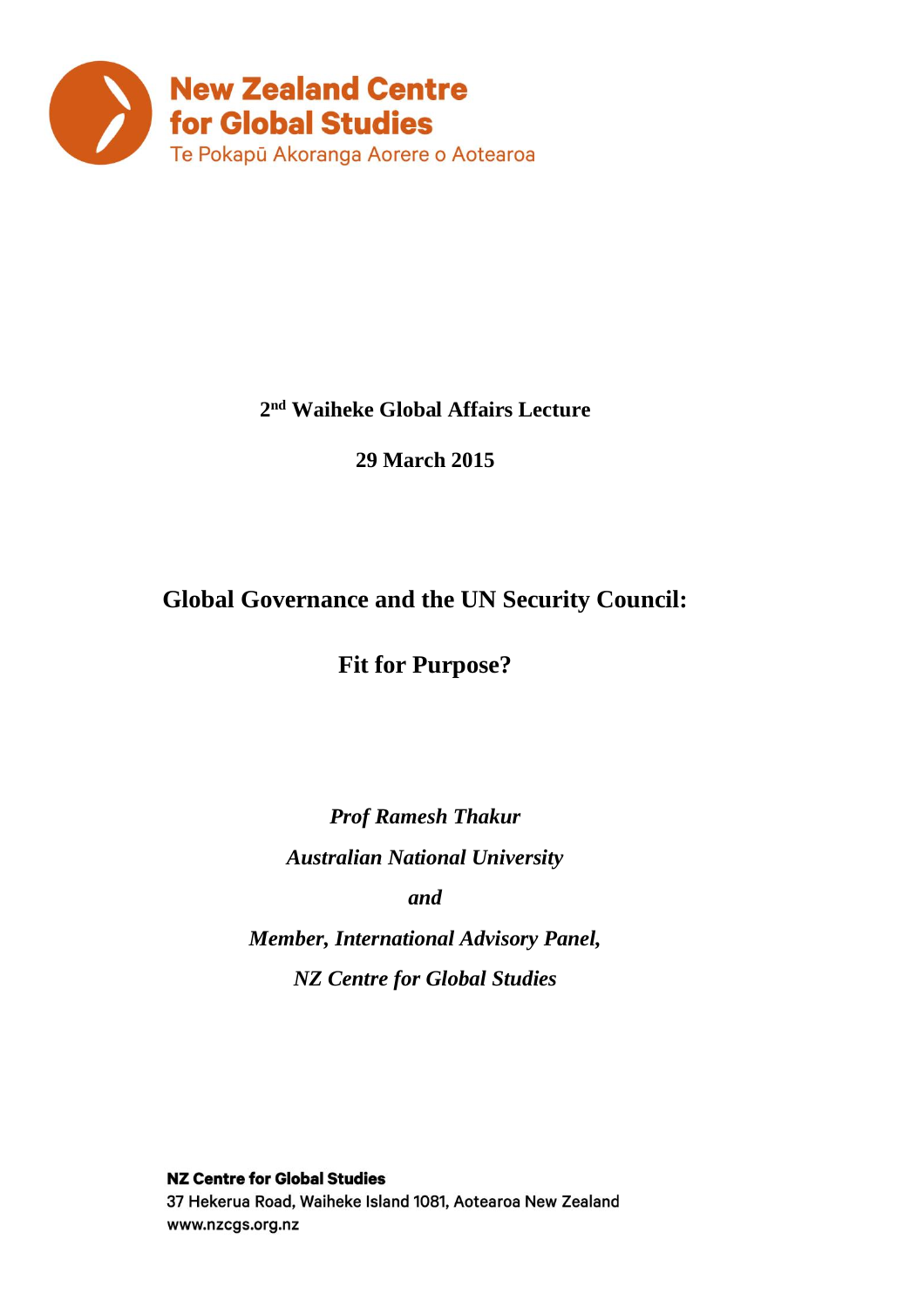**New Zealand Centre for Global Studies**
Te Pokapū Akoranga Aorere o Aotearoa

**2nd Waiheke Global Affairs Lecture**

**29 March 2015**

# Global Governance and the UN Security Council:

# Fit for Purpose?

***Prof Ramesh Thakur***

***Australian National University***

***and***

***Member, International Advisory Panel,***

***NZ Centre for Global Studies***

**NZ Centre for Global Studies**
37 Hekerua Road, Waiheke Island 1081, Aotearoa New Zealand
www.nzcgs.org.nz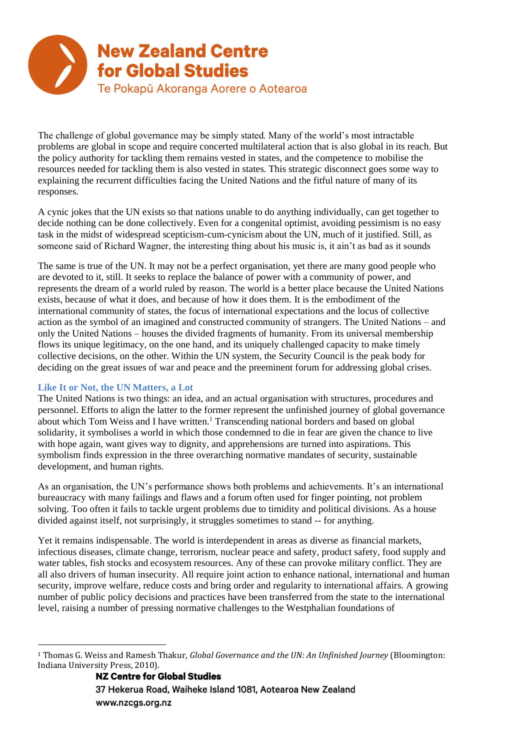The challenge of global governance may be simply stated. Many of the world's most intractable problems are global in scope and require concerted multilateral action that is also global in its reach. But the policy authority for tackling them remains vested in states, and the competence to mobilise the resources needed for tackling them is also vested in states. This strategic disconnect goes some way to explaining the recurrent difficulties facing the United Nations and the fitful nature of many of its responses.

A cynic jokes that the UN exists so that nations unable to do anything individually, can get together to decide nothing can be done collectively. Even for a congenital optimist, avoiding pessimism is no easy task in the midst of widespread scepticism-cum-cynicism about the UN, much of it justified. Still, as someone said of Richard Wagner, the interesting thing about his music is, it ain't as bad as it sounds

The same is true of the UN. It may not be a perfect organisation, yet there are many good people who are devoted to it, still. It seeks to replace the balance of power with a community of power, and represents the dream of a world ruled by reason. The world is a better place because the United Nations exists, because of what it does, and because of how it does them. It is the embodiment of the international community of states, the focus of international expectations and the locus of collective action as the symbol of an imagined and constructed community of strangers. The United Nations – and only the United Nations – houses the divided fragments of humanity. From its universal membership flows its unique legitimacy, on the one hand, and its uniquely challenged capacity to make timely collective decisions, on the other. Within the UN system, the Security Council is the peak body for deciding on the great issues of war and peace and the preeminent forum for addressing global crises.

### Like It or Not, the UN Matters, a Lot

The United Nations is two things: an idea, and an actual organisation with structures, procedures and personnel. Efforts to align the latter to the former represent the unfinished journey of global governance about which Tom Weiss and I have written.[1] Transcending national borders and based on global solidarity, it symbolises a world in which those condemned to die in fear are given the chance to live with hope again, want gives way to dignity, and apprehensions are turned into aspirations. This symbolism finds expression in the three overarching normative mandates of security, sustainable development, and human rights.

As an organisation, the UN's performance shows both problems and achievements. It's an international bureaucracy with many failings and flaws and a forum often used for finger pointing, not problem solving. Too often it fails to tackle urgent problems due to timidity and political divisions. As a house divided against itself, not surprisingly, it struggles sometimes to stand -- for anything.

Yet it remains indispensable. The world is interdependent in areas as diverse as financial markets, infectious diseases, climate change, terrorism, nuclear peace and safety, product safety, food supply and water tables, fish stocks and ecosystem resources. Any of these can provoke military conflict. They are all also drivers of human insecurity. All require joint action to enhance national, international and human security, improve welfare, reduce costs and bring order and regularity to international affairs. A growing number of public policy decisions and practices have been transferred from the state to the international level, raising a number of pressing normative challenges to the Westphalian foundations of

---

[1] Thomas G. Weiss and Ramesh Thakur, *Global Governance and the UN: An Unfinished Journey* (Bloomington: Indiana University Press, 2010).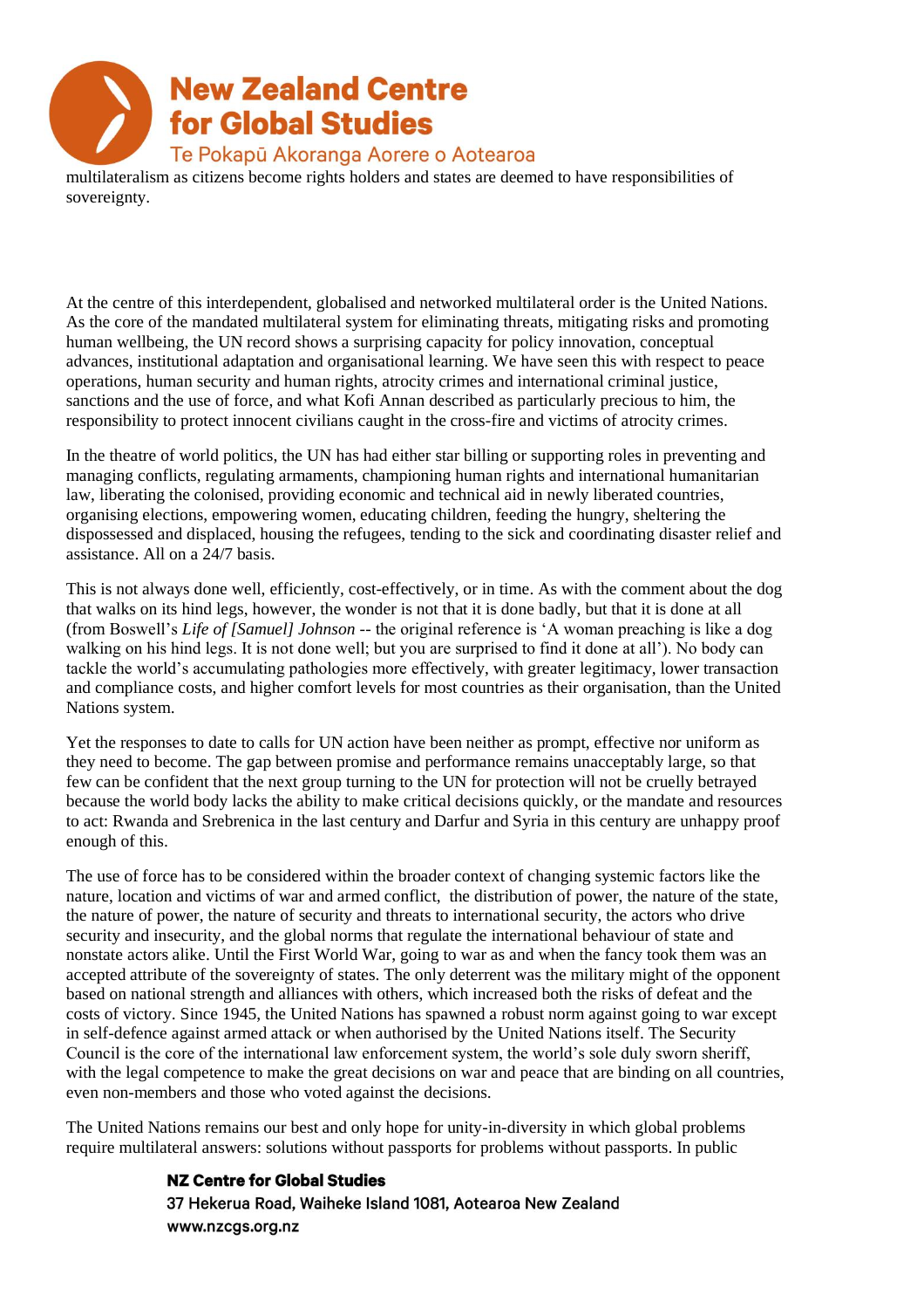multilateralism as citizens become rights holders and states are deemed to have responsibilities of sovereignty.

At the centre of this interdependent, globalised and networked multilateral order is the United Nations. As the core of the mandated multilateral system for eliminating threats, mitigating risks and promoting human wellbeing, the UN record shows a surprising capacity for policy innovation, conceptual advances, institutional adaptation and organisational learning. We have seen this with respect to peace operations, human security and human rights, atrocity crimes and international criminal justice, sanctions and the use of force, and what Kofi Annan described as particularly precious to him, the responsibility to protect innocent civilians caught in the cross-fire and victims of atrocity crimes.

In the theatre of world politics, the UN has had either star billing or supporting roles in preventing and managing conflicts, regulating armaments, championing human rights and international humanitarian law, liberating the colonised, providing economic and technical aid in newly liberated countries, organising elections, empowering women, educating children, feeding the hungry, sheltering the dispossessed and displaced, housing the refugees, tending to the sick and coordinating disaster relief and assistance. All on a 24/7 basis.

This is not always done well, efficiently, cost-effectively, or in time. As with the comment about the dog that walks on its hind legs, however, the wonder is not that it is done badly, but that it is done at all (from Boswell's *Life of [Samuel] Johnson* -- the original reference is 'A woman preaching is like a dog walking on his hind legs. It is not done well; but you are surprised to find it done at all'). No body can tackle the world's accumulating pathologies more effectively, with greater legitimacy, lower transaction and compliance costs, and higher comfort levels for most countries as their organisation, than the United Nations system.

Yet the responses to date to calls for UN action have been neither as prompt, effective nor uniform as they need to become. The gap between promise and performance remains unacceptably large, so that few can be confident that the next group turning to the UN for protection will not be cruelly betrayed because the world body lacks the ability to make critical decisions quickly, or the mandate and resources to act: Rwanda and Srebrenica in the last century and Darfur and Syria in this century are unhappy proof enough of this.

The use of force has to be considered within the broader context of changing systemic factors like the nature, location and victims of war and armed conflict, the distribution of power, the nature of the state, the nature of power, the nature of security and threats to international security, the actors who drive security and insecurity, and the global norms that regulate the international behaviour of state and nonstate actors alike. Until the First World War, going to war as and when the fancy took them was an accepted attribute of the sovereignty of states. The only deterrent was the military might of the opponent based on national strength and alliances with others, which increased both the risks of defeat and the costs of victory. Since 1945, the United Nations has spawned a robust norm against going to war except in self-defence against armed attack or when authorised by the United Nations itself. The Security Council is the core of the international law enforcement system, the world's sole duly sworn sheriff, with the legal competence to make the great decisions on war and peace that are binding on all countries, even non-members and those who voted against the decisions.

The United Nations remains our best and only hope for unity-in-diversity in which global problems require multilateral answers: solutions without passports for problems without passports. In public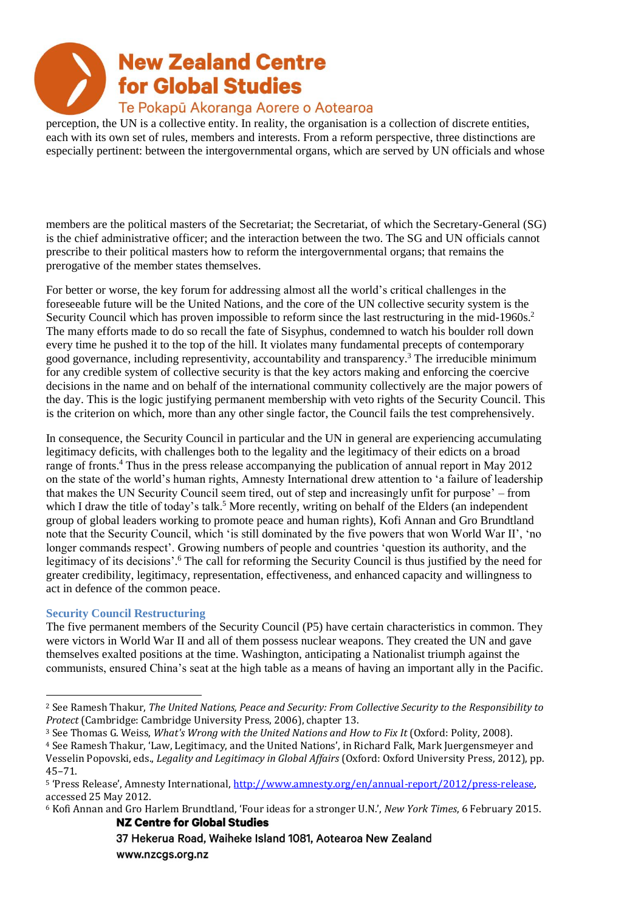perception, the UN is a collective entity. In reality, the organisation is a collection of discrete entities, each with its own set of rules, members and interests. From a reform perspective, three distinctions are especially pertinent: between the intergovernmental organs, which are served by UN officials and whose members are the political masters of the Secretariat; the Secretariat, of which the Secretary-General (SG) is the chief administrative officer; and the interaction between the two. The SG and UN officials cannot prescribe to their political masters how to reform the intergovernmental organs; that remains the prerogative of the member states themselves.

For better or worse, the key forum for addressing almost all the world's critical challenges in the foreseeable future will be the United Nations, and the core of the UN collective security system is the Security Council which has proven impossible to reform since the last restructuring in the mid-1960s.[2] The many efforts made to do so recall the fate of Sisyphus, condemned to watch his boulder roll down every time he pushed it to the top of the hill. It violates many fundamental precepts of contemporary good governance, including representivity, accountability and transparency.[3] The irreducible minimum for any credible system of collective security is that the key actors making and enforcing the coercive decisions in the name and on behalf of the international community collectively are the major powers of the day. This is the logic justifying permanent membership with veto rights of the Security Council. This is the criterion on which, more than any other single factor, the Council fails the test comprehensively.

In consequence, the Security Council in particular and the UN in general are experiencing accumulating legitimacy deficits, with challenges both to the legality and the legitimacy of their edicts on a broad range of fronts.[4] Thus in the press release accompanying the publication of annual report in May 2012 on the state of the world's human rights, Amnesty International drew attention to 'a failure of leadership that makes the UN Security Council seem tired, out of step and increasingly unfit for purpose' – from which I draw the title of today's talk.[5] More recently, writing on behalf of the Elders (an independent group of global leaders working to promote peace and human rights), Kofi Annan and Gro Brundtland note that the Security Council, which 'is still dominated by the five powers that won World War II', 'no longer commands respect'. Growing numbers of people and countries 'question its authority, and the legitimacy of its decisions'.[6] The call for reforming the Security Council is thus justified by the need for greater credibility, legitimacy, representation, effectiveness, and enhanced capacity and willingness to act in defence of the common peace.

## Security Council Restructuring

The five permanent members of the Security Council (P5) have certain characteristics in common. They were victors in World War II and all of them possess nuclear weapons. They created the UN and gave themselves exalted positions at the time. Washington, anticipating a Nationalist triumph against the communists, ensured China's seat at the high table as a means of having an important ally in the Pacific.

---

[2] See Ramesh Thakur, *The United Nations, Peace and Security: From Collective Security to the Responsibility to Protect* (Cambridge: Cambridge University Press, 2006), chapter 13.

[3] See Thomas G. Weiss, *What's Wrong with the United Nations and How to Fix It* (Oxford: Polity, 2008).

[4] See Ramesh Thakur, 'Law, Legitimacy, and the United Nations', in Richard Falk, Mark Juergensmeyer and Vesselin Popovski, eds., *Legality and Legitimacy in Global Affairs* (Oxford: Oxford University Press, 2012), pp. 45–71.

[5] 'Press Release', Amnesty International, http://www.amnesty.org/en/annual-report/2012/press-release, accessed 25 May 2012.

[6] Kofi Annan and Gro Harlem Brundtland, 'Four ideas for a stronger U.N.', *New York Times*, 6 February 2015.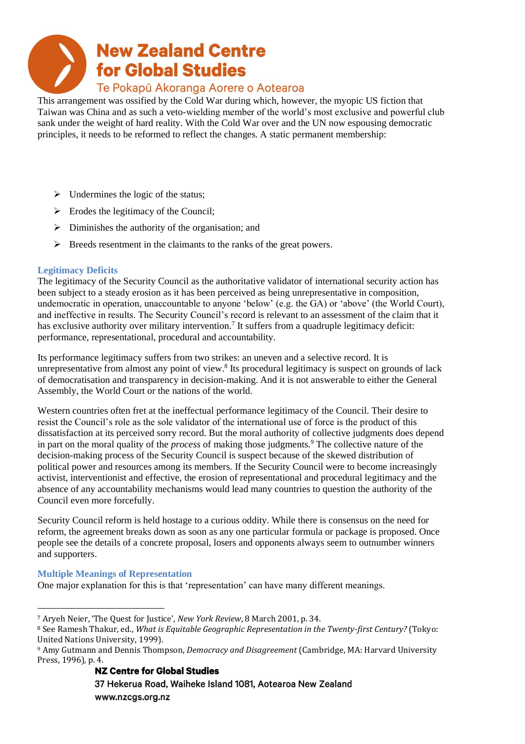This arrangement was ossified by the Cold War during which, however, the myopic US fiction that Taiwan was China and as such a veto-wielding member of the world's most exclusive and powerful club sank under the weight of hard reality. With the Cold War over and the UN now espousing democratic principles, it needs to be reformed to reflect the changes. A static permanent membership:

- Undermines the logic of the status;
- Erodes the legitimacy of the Council;
- Diminishes the authority of the organisation; and
- Breeds resentment in the claimants to the ranks of the great powers.

### Legitimacy Deficits

The legitimacy of the Security Council as the authoritative validator of international security action has been subject to a steady erosion as it has been perceived as being unrepresentative in composition, undemocratic in operation, unaccountable to anyone 'below' (e.g. the GA) or 'above' (the World Court), and ineffective in results. The Security Council's record is relevant to an assessment of the claim that it has exclusive authority over military intervention.[7] It suffers from a quadruple legitimacy deficit: performance, representational, procedural and accountability.

Its performance legitimacy suffers from two strikes: an uneven and a selective record. It is unrepresentative from almost any point of view.[8] Its procedural legitimacy is suspect on grounds of lack of democratisation and transparency in decision-making. And it is not answerable to either the General Assembly, the World Court or the nations of the world.

Western countries often fret at the ineffectual performance legitimacy of the Council. Their desire to resist the Council's role as the sole validator of the international use of force is the product of this dissatisfaction at its perceived sorry record. But the moral authority of collective judgments does depend in part on the moral quality of the *process* of making those judgments.[9] The collective nature of the decision-making process of the Security Council is suspect because of the skewed distribution of political power and resources among its members. If the Security Council were to become increasingly activist, interventionist and effective, the erosion of representational and procedural legitimacy and the absence of any accountability mechanisms would lead many countries to question the authority of the Council even more forcefully.

Security Council reform is held hostage to a curious oddity. While there is consensus on the need for reform, the agreement breaks down as soon as any one particular formula or package is proposed. Once people see the details of a concrete proposal, losers and opponents always seem to outnumber winners and supporters.

### Multiple Meanings of Representation

One major explanation for this is that 'representation' can have many different meanings.

---

[7] Aryeh Neier, 'The Quest for Justice', *New York Review*, 8 March 2001, p. 34.

[8] See Ramesh Thakur, ed., *What is Equitable Geographic Representation in the Twenty-first Century?* (Tokyo: United Nations University, 1999).

[9] Amy Gutmann and Dennis Thompson, *Democracy and Disagreement* (Cambridge, MA: Harvard University Press, 1996), p. 4.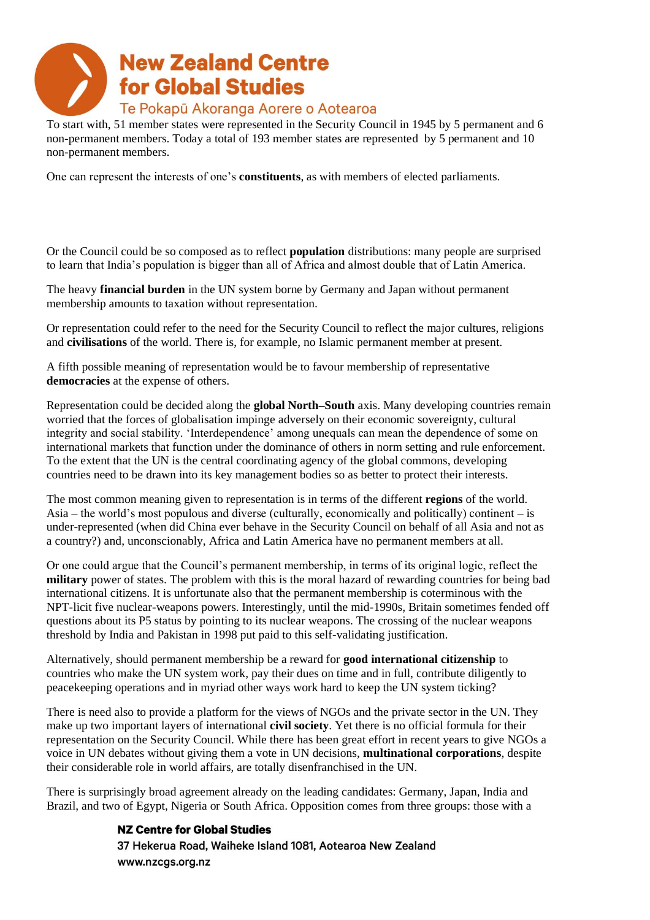To start with, 51 member states were represented in the Security Council in 1945 by 5 permanent and 6 non-permanent members. Today a total of 193 member states are represented by 5 permanent and 10 non-permanent members.

One can represent the interests of one's **constituents**, as with members of elected parliaments.

Or the Council could be so composed as to reflect **population** distributions: many people are surprised to learn that India's population is bigger than all of Africa and almost double that of Latin America.

The heavy **financial burden** in the UN system borne by Germany and Japan without permanent membership amounts to taxation without representation.

Or representation could refer to the need for the Security Council to reflect the major cultures, religions and **civilisations** of the world. There is, for example, no Islamic permanent member at present.

A fifth possible meaning of representation would be to favour membership of representative **democracies** at the expense of others.

Representation could be decided along the **global North–South** axis. Many developing countries remain worried that the forces of globalisation impinge adversely on their economic sovereignty, cultural integrity and social stability. 'Interdependence' among unequals can mean the dependence of some on international markets that function under the dominance of others in norm setting and rule enforcement. To the extent that the UN is the central coordinating agency of the global commons, developing countries need to be drawn into its key management bodies so as better to protect their interests.

The most common meaning given to representation is in terms of the different **regions** of the world. Asia – the world's most populous and diverse (culturally, economically and politically) continent – is under-represented (when did China ever behave in the Security Council on behalf of all Asia and not as a country?) and, unconscionably, Africa and Latin America have no permanent members at all.

Or one could argue that the Council's permanent membership, in terms of its original logic, reflect the **military** power of states. The problem with this is the moral hazard of rewarding countries for being bad international citizens. It is unfortunate also that the permanent membership is coterminous with the NPT-licit five nuclear-weapons powers. Interestingly, until the mid-1990s, Britain sometimes fended off questions about its P5 status by pointing to its nuclear weapons. The crossing of the nuclear weapons threshold by India and Pakistan in 1998 put paid to this self-validating justification.

Alternatively, should permanent membership be a reward for **good international citizenship** to countries who make the UN system work, pay their dues on time and in full, contribute diligently to peacekeeping operations and in myriad other ways work hard to keep the UN system ticking?

There is need also to provide a platform for the views of NGOs and the private sector in the UN. They make up two important layers of international **civil society**. Yet there is no official formula for their representation on the Security Council. While there has been great effort in recent years to give NGOs a voice in UN debates without giving them a vote in UN decisions, **multinational corporations**, despite their considerable role in world affairs, are totally disenfranchised in the UN.

There is surprisingly broad agreement already on the leading candidates: Germany, Japan, India and Brazil, and two of Egypt, Nigeria or South Africa. Opposition comes from three groups: those with a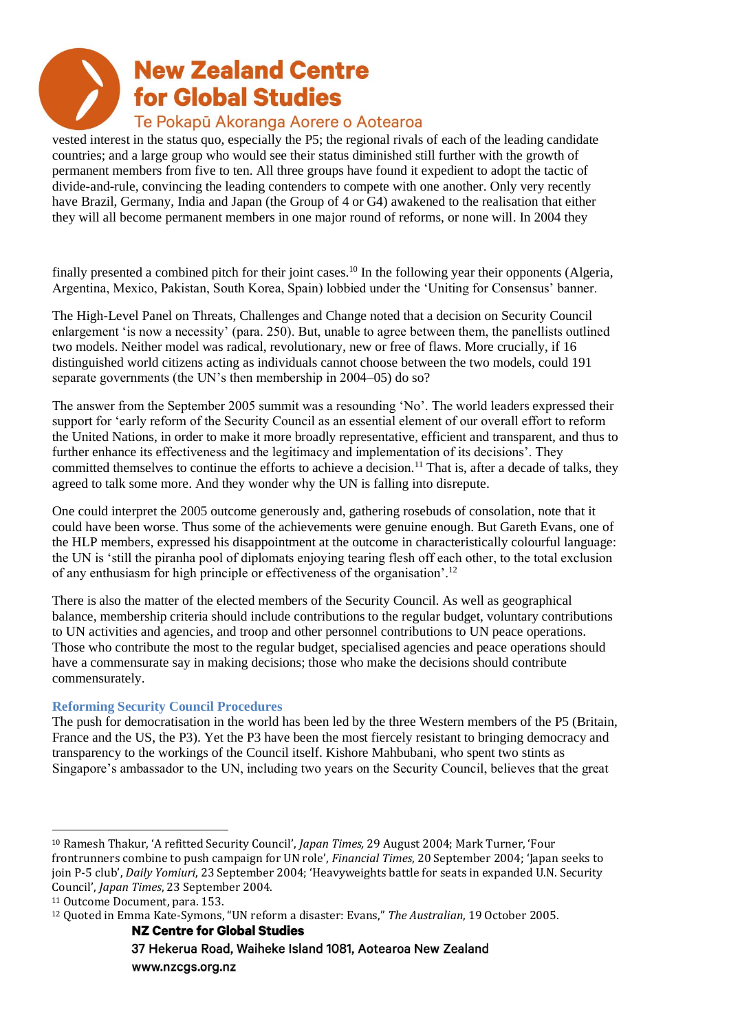vested interest in the status quo, especially the P5; the regional rivals of each of the leading candidate countries; and a large group who would see their status diminished still further with the growth of permanent members from five to ten. All three groups have found it expedient to adopt the tactic of divide-and-rule, convincing the leading contenders to compete with one another. Only very recently have Brazil, Germany, India and Japan (the Group of 4 or G4) awakened to the realisation that either they will all become permanent members in one major round of reforms, or none will. In 2004 they finally presented a combined pitch for their joint cases.[10] In the following year their opponents (Algeria, Argentina, Mexico, Pakistan, South Korea, Spain) lobbied under the 'Uniting for Consensus' banner.

The High-Level Panel on Threats, Challenges and Change noted that a decision on Security Council enlargement 'is now a necessity' (para. 250). But, unable to agree between them, the panellists outlined two models. Neither model was radical, revolutionary, new or free of flaws. More crucially, if 16 distinguished world citizens acting as individuals cannot choose between the two models, could 191 separate governments (the UN's then membership in 2004–05) do so?

The answer from the September 2005 summit was a resounding 'No'. The world leaders expressed their support for 'early reform of the Security Council as an essential element of our overall effort to reform the United Nations, in order to make it more broadly representative, efficient and transparent, and thus to further enhance its effectiveness and the legitimacy and implementation of its decisions'. They committed themselves to continue the efforts to achieve a decision.[11] That is, after a decade of talks, they agreed to talk some more. And they wonder why the UN is falling into disrepute.

One could interpret the 2005 outcome generously and, gathering rosebuds of consolation, note that it could have been worse. Thus some of the achievements were genuine enough. But Gareth Evans, one of the HLP members, expressed his disappointment at the outcome in characteristically colourful language: the UN is 'still the piranha pool of diplomats enjoying tearing flesh off each other, to the total exclusion of any enthusiasm for high principle or effectiveness of the organisation'.[12]

There is also the matter of the elected members of the Security Council. As well as geographical balance, membership criteria should include contributions to the regular budget, voluntary contributions to UN activities and agencies, and troop and other personnel contributions to UN peace operations. Those who contribute the most to the regular budget, specialised agencies and peace operations should have a commensurate say in making decisions; those who make the decisions should contribute commensurately.

### Reforming Security Council Procedures

The push for democratisation in the world has been led by the three Western members of the P5 (Britain, France and the US, the P3). Yet the P3 have been the most fiercely resistant to bringing democracy and transparency to the workings of the Council itself. Kishore Mahbubani, who spent two stints as Singapore's ambassador to the UN, including two years on the Security Council, believes that the great

---

[10] Ramesh Thakur, 'A refitted Security Council', *Japan Times*, 29 August 2004; Mark Turner, 'Four frontrunners combine to push campaign for UN role', *Financial Times*, 20 September 2004; 'Japan seeks to join P-5 club', *Daily Yomiuri*, 23 September 2004; 'Heavyweights battle for seats in expanded U.N. Security Council', *Japan Times*, 23 September 2004.

[11] Outcome Document, para. 153.

[12] Quoted in Emma Kate-Symons, "UN reform a disaster: Evans," *The Australian*, 19 October 2005.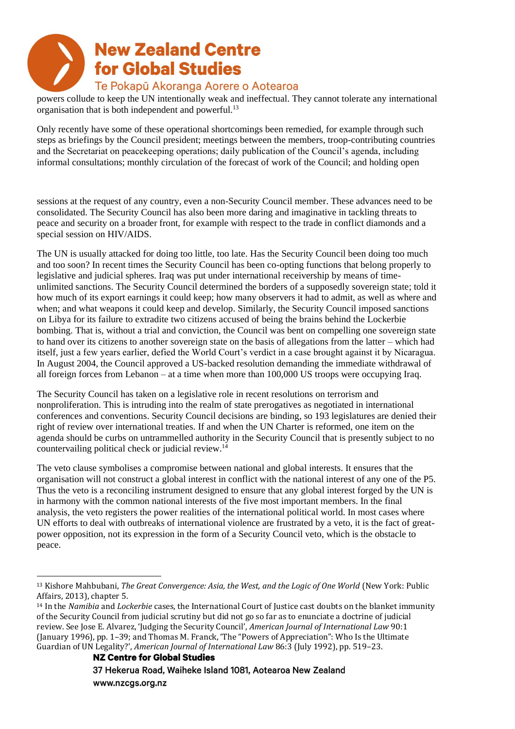powers collude to keep the UN intentionally weak and ineffectual. They cannot tolerate any international organisation that is both independent and powerful.[13]

Only recently have some of these operational shortcomings been remedied, for example through such steps as briefings by the Council president; meetings between the members, troop-contributing countries and the Secretariat on peacekeeping operations; daily publication of the Council's agenda, including informal consultations; monthly circulation of the forecast of work of the Council; and holding open sessions at the request of any country, even a non-Security Council member. These advances need to be consolidated. The Security Council has also been more daring and imaginative in tackling threats to peace and security on a broader front, for example with respect to the trade in conflict diamonds and a special session on HIV/AIDS.

The UN is usually attacked for doing too little, too late. Has the Security Council been doing too much and too soon? In recent times the Security Council has been co-opting functions that belong properly to legislative and judicial spheres. Iraq was put under international receivership by means of time-unlimited sanctions. The Security Council determined the borders of a supposedly sovereign state; told it how much of its export earnings it could keep; how many observers it had to admit, as well as where and when; and what weapons it could keep and develop. Similarly, the Security Council imposed sanctions on Libya for its failure to extradite two citizens accused of being the brains behind the Lockerbie bombing. That is, without a trial and conviction, the Council was bent on compelling one sovereign state to hand over its citizens to another sovereign state on the basis of allegations from the latter – which had itself, just a few years earlier, defied the World Court's verdict in a case brought against it by Nicaragua. In August 2004, the Council approved a US-backed resolution demanding the immediate withdrawal of all foreign forces from Lebanon – at a time when more than 100,000 US troops were occupying Iraq.

The Security Council has taken on a legislative role in recent resolutions on terrorism and nonproliferation. This is intruding into the realm of state prerogatives as negotiated in international conferences and conventions. Security Council decisions are binding, so 193 legislatures are denied their right of review over international treaties. If and when the UN Charter is reformed, one item on the agenda should be curbs on untrammelled authority in the Security Council that is presently subject to no countervailing political check or judicial review.[14]

The veto clause symbolises a compromise between national and global interests. It ensures that the organisation will not construct a global interest in conflict with the national interest of any one of the P5. Thus the veto is a reconciling instrument designed to ensure that any global interest forged by the UN is in harmony with the common national interests of the five most important members. In the final analysis, the veto registers the power realities of the international political world. In most cases where UN efforts to deal with outbreaks of international violence are frustrated by a veto, it is the fact of great-power opposition, not its expression in the form of a Security Council veto, which is the obstacle to peace.

---

[13] Kishore Mahbubani, *The Great Convergence: Asia, the West, and the Logic of One World* (New York: Public Affairs, 2013), chapter 5.

[14] In the *Namibia* and *Lockerbie* cases, the International Court of Justice cast doubts on the blanket immunity of the Security Council from judicial scrutiny but did not go so far as to enunciate a doctrine of judicial review. See Jose E. Alvarez, 'Judging the Security Council', *American Journal of International Law* 90:1 (January 1996), pp. 1–39; and Thomas M. Franck, 'The "Powers of Appreciation": Who Is the Ultimate Guardian of UN Legality?', *American Journal of International Law* 86:3 (July 1992), pp. 519–23.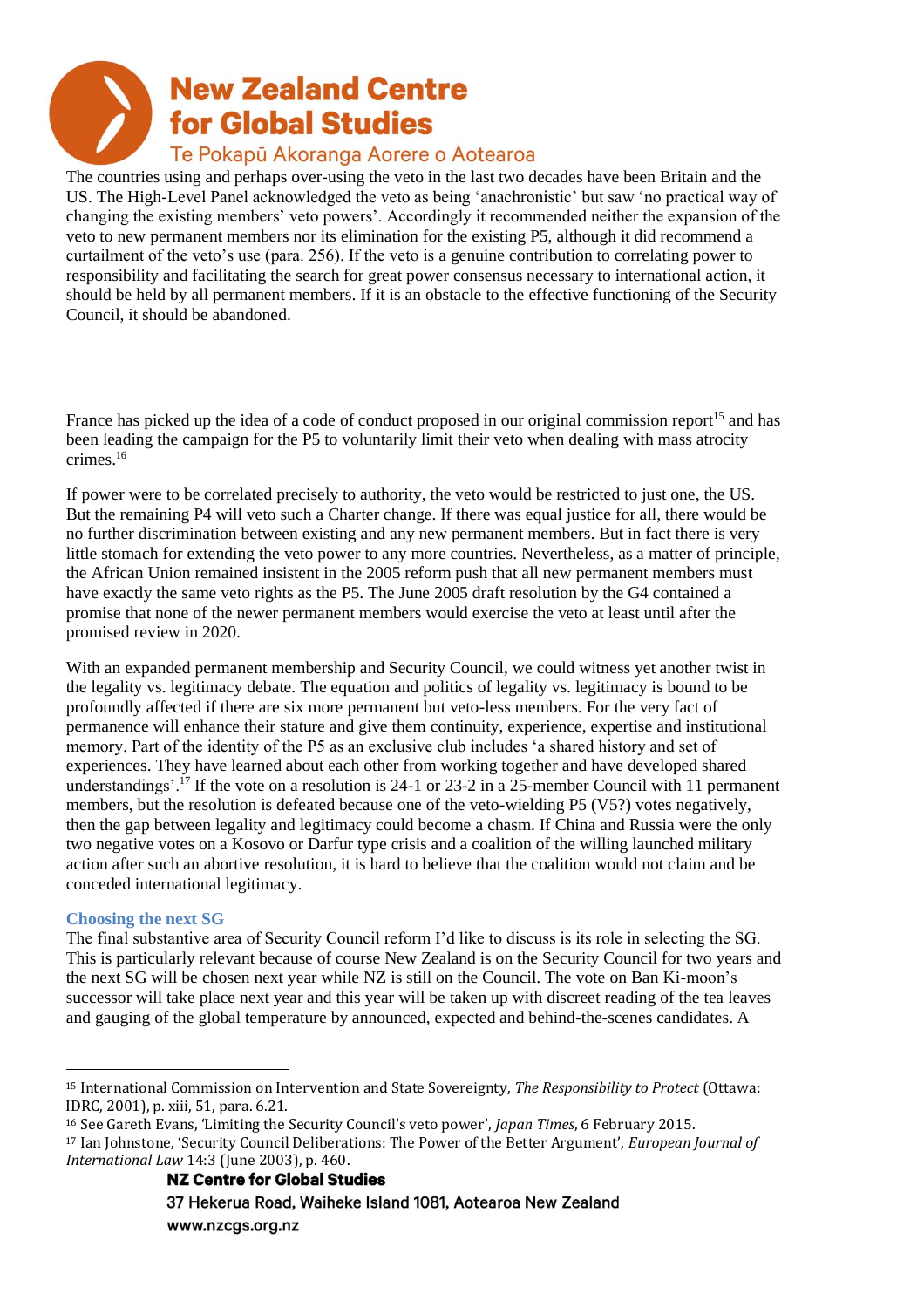The countries using and perhaps over-using the veto in the last two decades have been Britain and the US. The High-Level Panel acknowledged the veto as being 'anachronistic' but saw 'no practical way of changing the existing members' veto powers'. Accordingly it recommended neither the expansion of the veto to new permanent members nor its elimination for the existing P5, although it did recommend a curtailment of the veto's use (para. 256). If the veto is a genuine contribution to correlating power to responsibility and facilitating the search for great power consensus necessary to international action, it should be held by all permanent members. If it is an obstacle to the effective functioning of the Security Council, it should be abandoned.

France has picked up the idea of a code of conduct proposed in our original commission report[15] and has been leading the campaign for the P5 to voluntarily limit their veto when dealing with mass atrocity crimes.[16]

If power were to be correlated precisely to authority, the veto would be restricted to just one, the US. But the remaining P4 will veto such a Charter change. If there was equal justice for all, there would be no further discrimination between existing and any new permanent members. But in fact there is very little stomach for extending the veto power to any more countries. Nevertheless, as a matter of principle, the African Union remained insistent in the 2005 reform push that all new permanent members must have exactly the same veto rights as the P5. The June 2005 draft resolution by the G4 contained a promise that none of the newer permanent members would exercise the veto at least until after the promised review in 2020.

With an expanded permanent membership and Security Council, we could witness yet another twist in the legality vs. legitimacy debate. The equation and politics of legality vs. legitimacy is bound to be profoundly affected if there are six more permanent but veto-less members. For the very fact of permanence will enhance their stature and give them continuity, experience, expertise and institutional memory. Part of the identity of the P5 as an exclusive club includes 'a shared history and set of experiences. They have learned about each other from working together and have developed shared understandings'.[17] If the vote on a resolution is 24-1 or 23-2 in a 25-member Council with 11 permanent members, but the resolution is defeated because one of the veto-wielding P5 (V5?) votes negatively, then the gap between legality and legitimacy could become a chasm. If China and Russia were the only two negative votes on a Kosovo or Darfur type crisis and a coalition of the willing launched military action after such an abortive resolution, it is hard to believe that the coalition would not claim and be conceded international legitimacy.

## Choosing the next SG

The final substantive area of Security Council reform I'd like to discuss is its role in selecting the SG. This is particularly relevant because of course New Zealand is on the Security Council for two years and the next SG will be chosen next year while NZ is still on the Council. The vote on Ban Ki-moon's successor will take place next year and this year will be taken up with discreet reading of the tea leaves and gauging of the global temperature by announced, expected and behind-the-scenes candidates. A

---

[15] International Commission on Intervention and State Sovereignty, *The Responsibility to Protect* (Ottawa: IDRC, 2001), p. xiii, 51, para. 6.21.

[16] See Gareth Evans, 'Limiting the Security Council's veto power', *Japan Times*, 6 February 2015.

[17] Ian Johnstone, 'Security Council Deliberations: The Power of the Better Argument', *European Journal of International Law* 14:3 (June 2003), p. 460.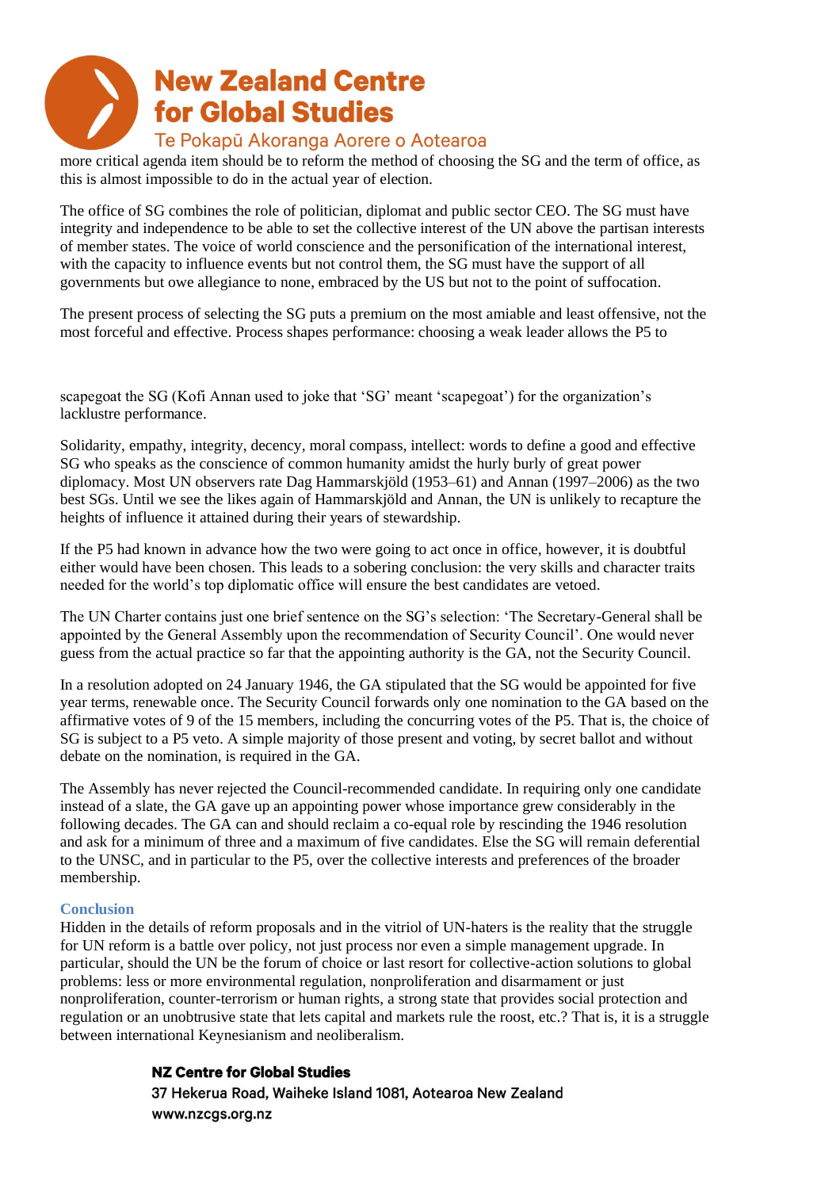more critical agenda item should be to reform the method of choosing the SG and the term of office, as this is almost impossible to do in the actual year of election.

The office of SG combines the role of politician, diplomat and public sector CEO. The SG must have integrity and independence to be able to set the collective interest of the UN above the partisan interests of member states. The voice of world conscience and the personification of the international interest, with the capacity to influence events but not control them, the SG must have the support of all governments but owe allegiance to none, embraced by the US but not to the point of suffocation.

The present process of selecting the SG puts a premium on the most amiable and least offensive, not the most forceful and effective. Process shapes performance: choosing a weak leader allows the P5 to scapegoat the SG (Kofi Annan used to joke that 'SG' meant 'scapegoat') for the organization's lacklustre performance.

Solidarity, empathy, integrity, decency, moral compass, intellect: words to define a good and effective SG who speaks as the conscience of common humanity amidst the hurly burly of great power diplomacy. Most UN observers rate Dag Hammarskjöld (1953–61) and Annan (1997–2006) as the two best SGs. Until we see the likes again of Hammarskjöld and Annan, the UN is unlikely to recapture the heights of influence it attained during their years of stewardship.

If the P5 had known in advance how the two were going to act once in office, however, it is doubtful either would have been chosen. This leads to a sobering conclusion: the very skills and character traits needed for the world's top diplomatic office will ensure the best candidates are vetoed.

The UN Charter contains just one brief sentence on the SG's selection: 'The Secretary-General shall be appointed by the General Assembly upon the recommendation of Security Council'. One would never guess from the actual practice so far that the appointing authority is the GA, not the Security Council.

In a resolution adopted on 24 January 1946, the GA stipulated that the SG would be appointed for five year terms, renewable once. The Security Council forwards only one nomination to the GA based on the affirmative votes of 9 of the 15 members, including the concurring votes of the P5. That is, the choice of SG is subject to a P5 veto. A simple majority of those present and voting, by secret ballot and without debate on the nomination, is required in the GA.

The Assembly has never rejected the Council-recommended candidate. In requiring only one candidate instead of a slate, the GA gave up an appointing power whose importance grew considerably in the following decades. The GA can and should reclaim a co-equal role by rescinding the 1946 resolution and ask for a minimum of three and a maximum of five candidates. Else the SG will remain deferential to the UNSC, and in particular to the P5, over the collective interests and preferences of the broader membership.

## Conclusion

Hidden in the details of reform proposals and in the vitriol of UN-haters is the reality that the struggle for UN reform is a battle over policy, not just process nor even a simple management upgrade. In particular, should the UN be the forum of choice or last resort for collective-action solutions to global problems: less or more environmental regulation, nonproliferation and disarmament or just nonproliferation, counter-terrorism or human rights, a strong state that provides social protection and regulation or an unobtrusive state that lets capital and markets rule the roost, etc.? That is, it is a struggle between international Keynesianism and neoliberalism.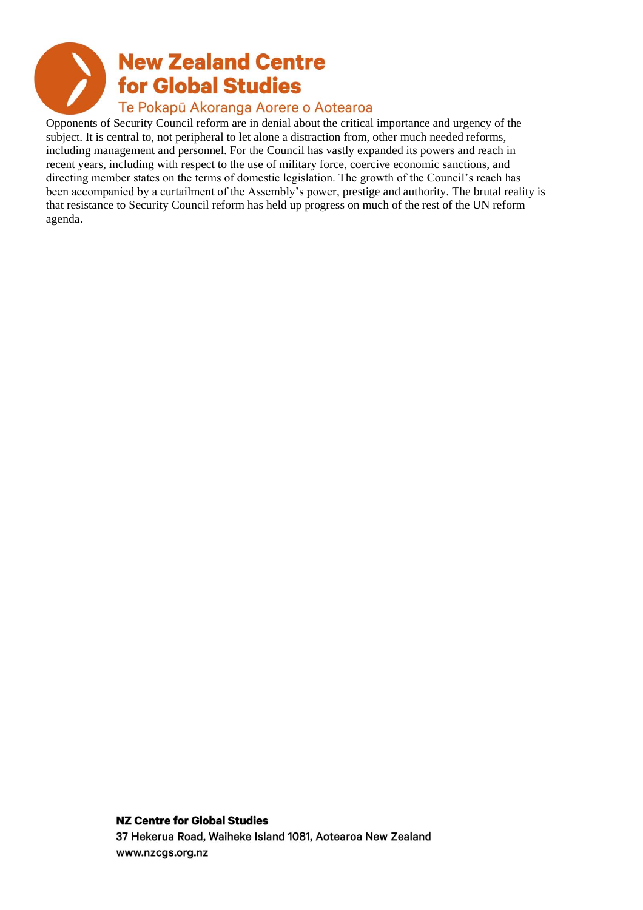Opponents of Security Council reform are in denial about the critical importance and urgency of the subject. It is central to, not peripheral to let alone a distraction from, other much needed reforms, including management and personnel. For the Council has vastly expanded its powers and reach in recent years, including with respect to the use of military force, coercive economic sanctions, and directing member states on the terms of domestic legislation. The growth of the Council's reach has been accompanied by a curtailment of the Assembly's power, prestige and authority. The brutal reality is that resistance to Security Council reform has held up progress on much of the rest of the UN reform agenda.